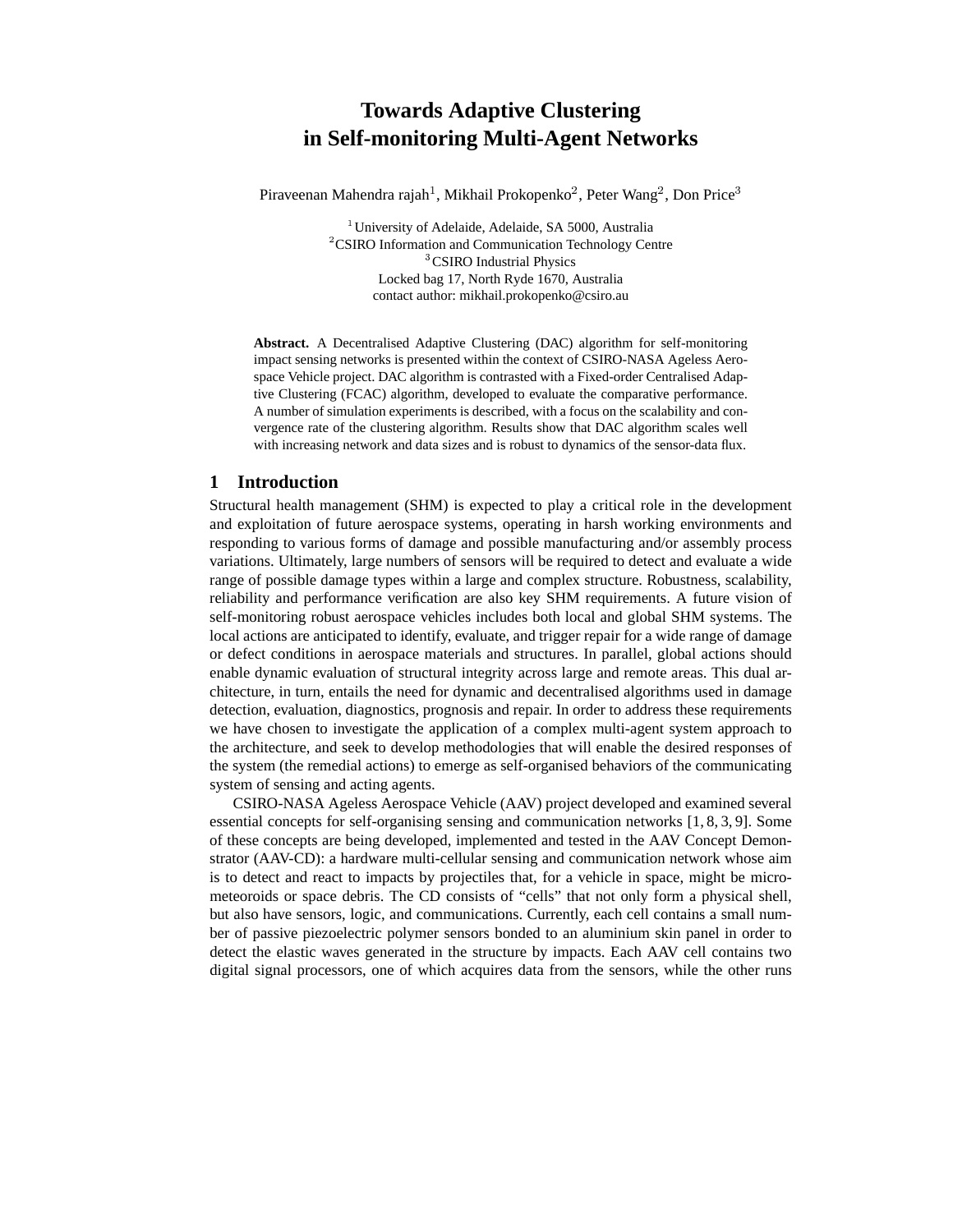# Towards Adaptive Clustering in Self-monitoring Multi-Agent Networks

Piraveenan Mahendra rajah[1], Mikhail Prokopenko[2], Peter Wang[2], Don Price[3]

[1] University of Adelaide, Adelaide, SA 5000, Australia
[2] CSIRO Information and Communication Technology Centre
[3] CSIRO Industrial Physics
Locked bag 17, North Ryde 1670, Australia
contact author: mikhail.prokopenko@csiro.au

**Abstract.** A Decentralised Adaptive Clustering (DAC) algorithm for self-monitoring impact sensing networks is presented within the context of CSIRO-NASA Ageless Aerospace Vehicle project. DAC algorithm is contrasted with a Fixed-order Centralised Adaptive Clustering (FCAC) algorithm, developed to evaluate the comparative performance. A number of simulation experiments is described, with a focus on the scalability and convergence rate of the clustering algorithm. Results show that DAC algorithm scales well with increasing network and data sizes and is robust to dynamics of the sensor-data flux.

## 1 Introduction

Structural health management (SHM) is expected to play a critical role in the development and exploitation of future aerospace systems, operating in harsh working environments and responding to various forms of damage and possible manufacturing and/or assembly process variations. Ultimately, large numbers of sensors will be required to detect and evaluate a wide range of possible damage types within a large and complex structure. Robustness, scalability, reliability and performance verification are also key SHM requirements. A future vision of self-monitoring robust aerospace vehicles includes both local and global SHM systems. The local actions are anticipated to identify, evaluate, and trigger repair for a wide range of damage or defect conditions in aerospace materials and structures. In parallel, global actions should enable dynamic evaluation of structural integrity across large and remote areas. This dual architecture, in turn, entails the need for dynamic and decentralised algorithms used in damage detection, evaluation, diagnostics, prognosis and repair. In order to address these requirements we have chosen to investigate the application of a complex multi-agent system approach to the architecture, and seek to develop methodologies that will enable the desired responses of the system (the remedial actions) to emerge as self-organised behaviors of the communicating system of sensing and acting agents.

CSIRO-NASA Ageless Aerospace Vehicle (AAV) project developed and examined several essential concepts for self-organising sensing and communication networks [1, 8, 3, 9]. Some of these concepts are being developed, implemented and tested in the AAV Concept Demonstrator (AAV-CD): a hardware multi-cellular sensing and communication network whose aim is to detect and react to impacts by projectiles that, for a vehicle in space, might be micro-meteoroids or space debris. The CD consists of "cells" that not only form a physical shell, but also have sensors, logic, and communications. Currently, each cell contains a small number of passive piezoelectric polymer sensors bonded to an aluminium skin panel in order to detect the elastic waves generated in the structure by impacts. Each AAV cell contains two digital signal processors, one of which acquires data from the sensors, while the other runs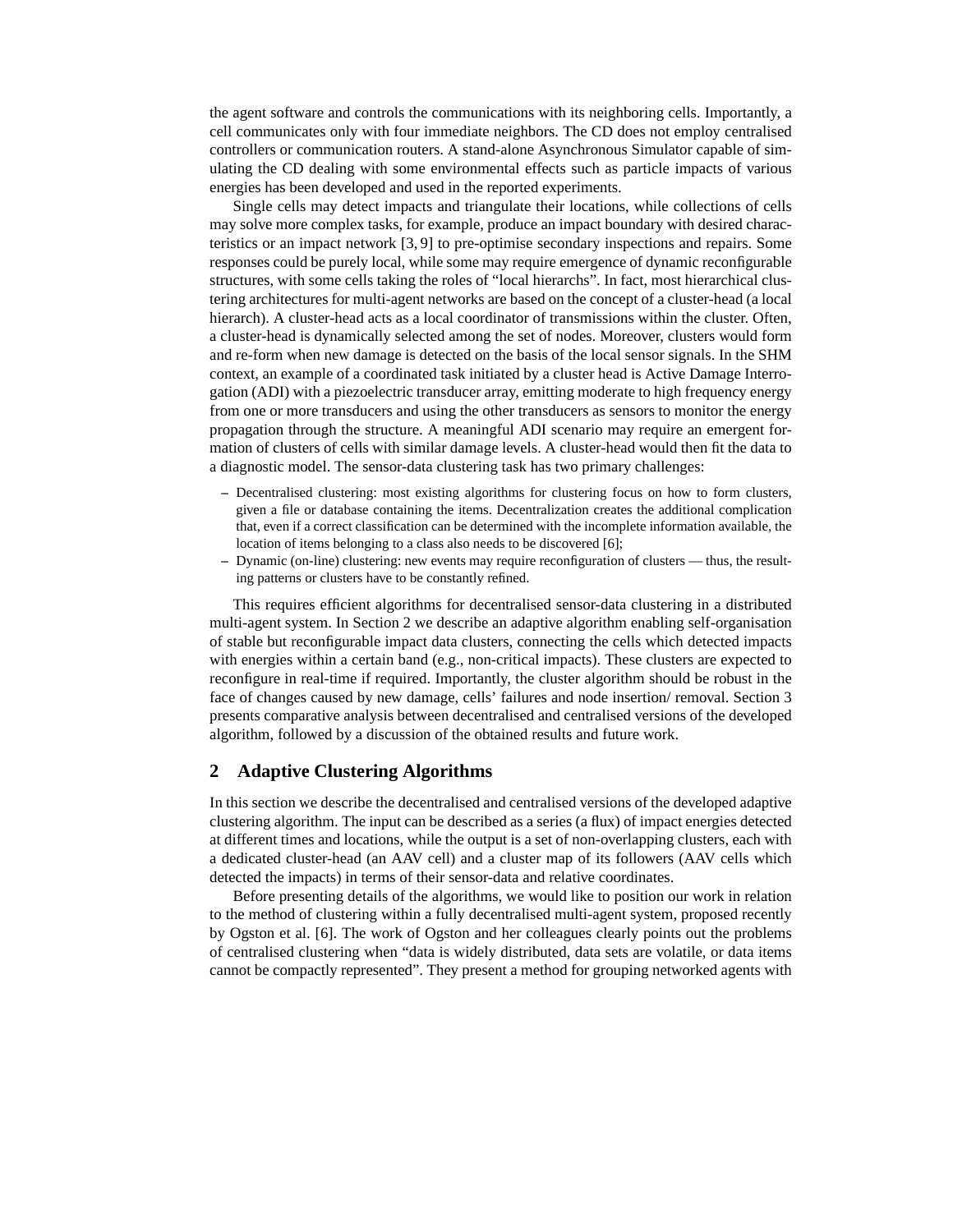the agent software and controls the communications with its neighboring cells. Importantly, a cell communicates only with four immediate neighbors. The CD does not employ centralised controllers or communication routers. A stand-alone Asynchronous Simulator capable of simulating the CD dealing with some environmental effects such as particle impacts of various energies has been developed and used in the reported experiments.

Single cells may detect impacts and triangulate their locations, while collections of cells may solve more complex tasks, for example, produce an impact boundary with desired characteristics or an impact network [3, 9] to pre-optimise secondary inspections and repairs. Some responses could be purely local, while some may require emergence of dynamic reconfigurable structures, with some cells taking the roles of "local hierarchs". In fact, most hierarchical clustering architectures for multi-agent networks are based on the concept of a cluster-head (a local hierarch). A cluster-head acts as a local coordinator of transmissions within the cluster. Often, a cluster-head is dynamically selected among the set of nodes. Moreover, clusters would form and re-form when new damage is detected on the basis of the local sensor signals. In the SHM context, an example of a coordinated task initiated by a cluster head is Active Damage Interrogation (ADI) with a piezoelectric transducer array, emitting moderate to high frequency energy from one or more transducers and using the other transducers as sensors to monitor the energy propagation through the structure. A meaningful ADI scenario may require an emergent formation of clusters of cells with similar damage levels. A cluster-head would then fit the data to a diagnostic model. The sensor-data clustering task has two primary challenges:

- Decentralised clustering: most existing algorithms for clustering focus on how to form clusters, given a file or database containing the items. Decentralization creates the additional complication that, even if a correct classification can be determined with the incomplete information available, the location of items belonging to a class also needs to be discovered [6];
- Dynamic (on-line) clustering: new events may require reconfiguration of clusters — thus, the resulting patterns or clusters have to be constantly refined.

This requires efficient algorithms for decentralised sensor-data clustering in a distributed multi-agent system. In Section 2 we describe an adaptive algorithm enabling self-organisation of stable but reconfigurable impact data clusters, connecting the cells which detected impacts with energies within a certain band (e.g., non-critical impacts). These clusters are expected to reconfigure in real-time if required. Importantly, the cluster algorithm should be robust in the face of changes caused by new damage, cells' failures and node insertion/ removal. Section 3 presents comparative analysis between decentralised and centralised versions of the developed algorithm, followed by a discussion of the obtained results and future work.

## 2 Adaptive Clustering Algorithms

In this section we describe the decentralised and centralised versions of the developed adaptive clustering algorithm. The input can be described as a series (a flux) of impact energies detected at different times and locations, while the output is a set of non-overlapping clusters, each with a dedicated cluster-head (an AAV cell) and a cluster map of its followers (AAV cells which detected the impacts) in terms of their sensor-data and relative coordinates.

Before presenting details of the algorithms, we would like to position our work in relation to the method of clustering within a fully decentralised multi-agent system, proposed recently by Ogston et al. [6]. The work of Ogston and her colleagues clearly points out the problems of centralised clustering when "data is widely distributed, data sets are volatile, or data items cannot be compactly represented". They present a method for grouping networked agents with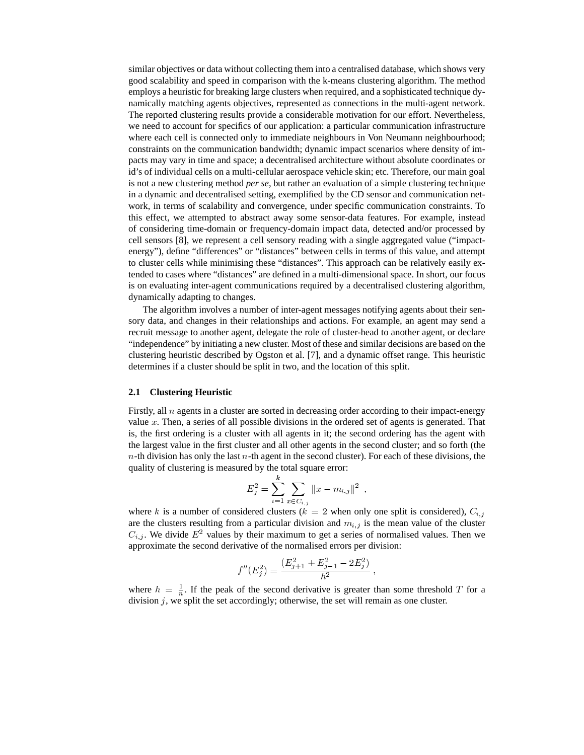similar objectives or data without collecting them into a centralised database, which shows very good scalability and speed in comparison with the k-means clustering algorithm. The method employs a heuristic for breaking large clusters when required, and a sophisticated technique dynamically matching agents objectives, represented as connections in the multi-agent network. The reported clustering results provide a considerable motivation for our effort. Nevertheless, we need to account for specifics of our application: a particular communication infrastructure where each cell is connected only to immediate neighbours in Von Neumann neighbourhood; constraints on the communication bandwidth; dynamic impact scenarios where density of impacts may vary in time and space; a decentralised architecture without absolute coordinates or id's of individual cells on a multi-cellular aerospace vehicle skin; etc. Therefore, our main goal is not a new clustering method *per se*, but rather an evaluation of a simple clustering technique in a dynamic and decentralised setting, exemplified by the CD sensor and communication network, in terms of scalability and convergence, under specific communication constraints. To this effect, we attempted to abstract away some sensor-data features. For example, instead of considering time-domain or frequency-domain impact data, detected and/or processed by cell sensors [8], we represent a cell sensory reading with a single aggregated value ("impact-energy"), define "differences" or "distances" between cells in terms of this value, and attempt to cluster cells while minimising these "distances". This approach can be relatively easily extended to cases where "distances" are defined in a multi-dimensional space. In short, our focus is on evaluating inter-agent communications required by a decentralised clustering algorithm, dynamically adapting to changes.

The algorithm involves a number of inter-agent messages notifying agents about their sensory data, and changes in their relationships and actions. For example, an agent may send a recruit message to another agent, delegate the role of cluster-head to another agent, or declare "independence" by initiating a new cluster. Most of these and similar decisions are based on the clustering heuristic described by Ogston et al. [7], and a dynamic offset range. This heuristic determines if a cluster should be split in two, and the location of this split.

### 2.1 Clustering Heuristic

Firstly, all $n$ agents in a cluster are sorted in decreasing order according to their impact-energy value $x$. Then, a series of all possible divisions in the ordered set of agents is generated. That is, the first ordering is a cluster with all agents in it; the second ordering has the agent with the largest value in the first cluster and all other agents in the second cluster; and so forth (the $n$-th division has only the last $n$-th agent in the second cluster). For each of these divisions, the quality of clustering is measured by the total square error:

$$E_j^2 = \sum_{i=1}^{k} \sum_{x \in C_{i,j}} \|x - m_{i,j}\|^2 \ ,$$

where $k$ is a number of considered clusters ($k = 2$ when only one split is considered), $C_{i,j}$ are the clusters resulting from a particular division and $m_{i,j}$ is the mean value of the cluster $C_{i,j}$. We divide $E^2$ values by their maximum to get a series of normalised values. Then we approximate the second derivative of the normalised errors per division:

$$f''(E_j^2) = \frac{(E_{j+1}^2 + E_{j-1}^2 - 2E_j^2)}{h^2} \ ,$$

where $h = \frac{1}{n}$. If the peak of the second derivative is greater than some threshold $T$ for a division $j$, we split the set accordingly; otherwise, the set will remain as one cluster.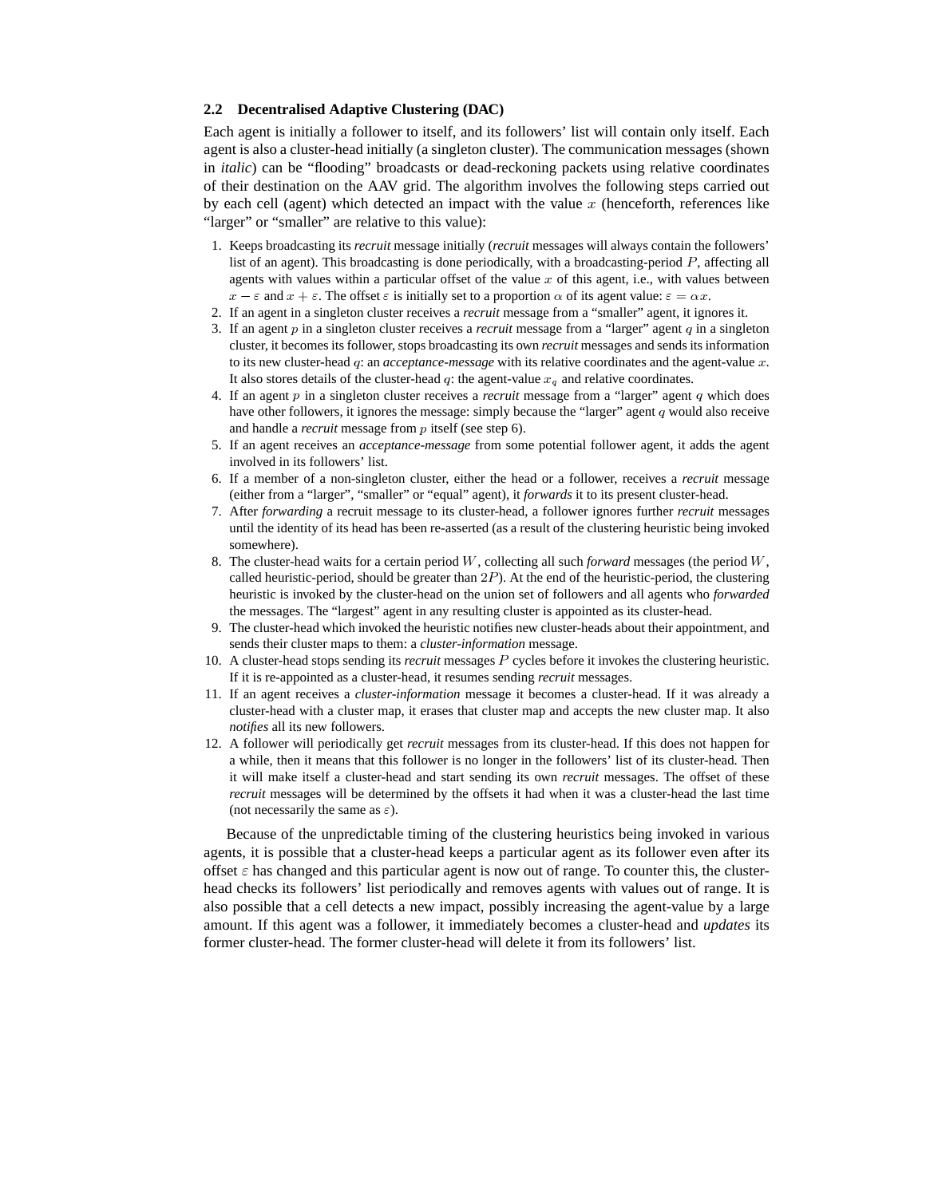### 2.2 Decentralised Adaptive Clustering (DAC)

Each agent is initially a follower to itself, and its followers' list will contain only itself. Each agent is also a cluster-head initially (a singleton cluster). The communication messages (shown in *italic*) can be "flooding" broadcasts or dead-reckoning packets using relative coordinates of their destination on the AAV grid. The algorithm involves the following steps carried out by each cell (agent) which detected an impact with the value $x$ (henceforth, references like "larger" or "smaller" are relative to this value):

1. Keeps broadcasting its *recruit* message initially (*recruit* messages will always contain the followers' list of an agent). This broadcasting is done periodically, with a broadcasting-period $P$, affecting all agents with values within a particular offset of the value $x$ of this agent, i.e., with values between $x - \varepsilon$ and $x + \varepsilon$. The offset $\varepsilon$ is initially set to a proportion $\alpha$ of its agent value: $\varepsilon = \alpha x$.
2. If an agent in a singleton cluster receives a *recruit* message from a "smaller" agent, it ignores it.
3. If an agent $p$ in a singleton cluster receives a *recruit* message from a "larger" agent $q$ in a singleton cluster, it becomes its follower, stops broadcasting its own *recruit* messages and sends its information to its new cluster-head $q$: an *acceptance-message* with its relative coordinates and the agent-value $x$. It also stores details of the cluster-head $q$: the agent-value $x_q$ and relative coordinates.
4. If an agent $p$ in a singleton cluster receives a *recruit* message from a "larger" agent $q$ which does have other followers, it ignores the message: simply because the "larger" agent $q$ would also receive and handle a *recruit* message from $p$ itself (see step 6).
5. If an agent receives an *acceptance-message* from some potential follower agent, it adds the agent involved in its followers' list.
6. If a member of a non-singleton cluster, either the head or a follower, receives a *recruit* message (either from a "larger", "smaller" or "equal" agent), it *forwards* it to its present cluster-head.
7. After *forwarding* a recruit message to its cluster-head, a follower ignores further *recruit* messages until the identity of its head has been re-asserted (as a result of the clustering heuristic being invoked somewhere).
8. The cluster-head waits for a certain period $W$, collecting all such *forward* messages (the period $W$, called heuristic-period, should be greater than $2P$). At the end of the heuristic-period, the clustering heuristic is invoked by the cluster-head on the union set of followers and all agents who *forwarded* the messages. The "largest" agent in any resulting cluster is appointed as its cluster-head.
9. The cluster-head which invoked the heuristic notifies new cluster-heads about their appointment, and sends their cluster maps to them: a *cluster-information* message.
10. A cluster-head stops sending its *recruit* messages $P$ cycles before it invokes the clustering heuristic. If it is re-appointed as a cluster-head, it resumes sending *recruit* messages.
11. If an agent receives a *cluster-information* message it becomes a cluster-head. If it was already a cluster-head with a cluster map, it erases that cluster map and accepts the new cluster map. It also *notifies* all its new followers.
12. A follower will periodically get *recruit* messages from its cluster-head. If this does not happen for a while, then it means that this follower is no longer in the followers' list of its cluster-head. Then it will make itself a cluster-head and start sending its own *recruit* messages. The offset of these *recruit* messages will be determined by the offsets it had when it was a cluster-head the last time (not necessarily the same as $\varepsilon$).

Because of the unpredictable timing of the clustering heuristics being invoked in various agents, it is possible that a cluster-head keeps a particular agent as its follower even after its offset $\varepsilon$ has changed and this particular agent is now out of range. To counter this, the cluster-head checks its followers' list periodically and removes agents with values out of range. It is also possible that a cell detects a new impact, possibly increasing the agent-value by a large amount. If this agent was a follower, it immediately becomes a cluster-head and *updates* its former cluster-head. The former cluster-head will delete it from its followers' list.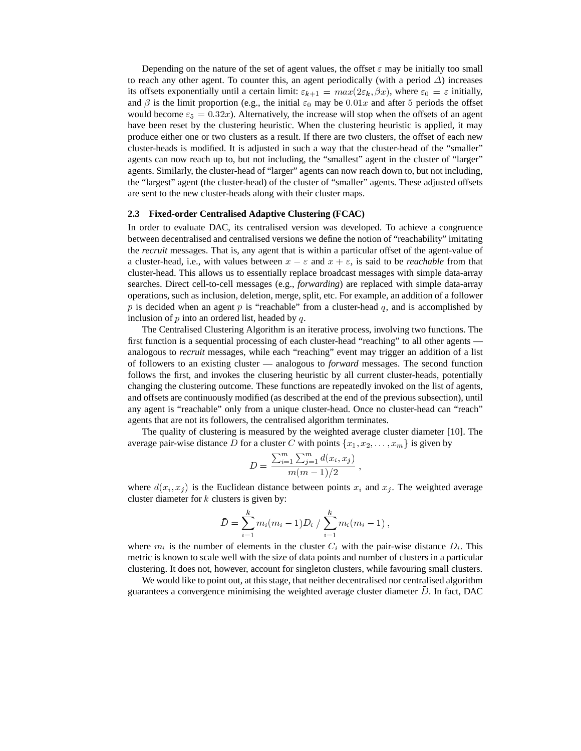Depending on the nature of the set of agent values, the offset $\varepsilon$ may be initially too small to reach any other agent. To counter this, an agent periodically (with a period $\Delta$) increases its offsets exponentially until a certain limit: $\varepsilon_{k+1} = max(2\varepsilon_k, \beta x)$, where $\varepsilon_0 = \varepsilon$ initially, and $\beta$ is the limit proportion (e.g., the initial $\varepsilon_0$ may be $0.01x$ and after 5 periods the offset would become $\varepsilon_5 = 0.32x$). Alternatively, the increase will stop when the offsets of an agent have been reset by the clustering heuristic. When the clustering heuristic is applied, it may produce either one or two clusters as a result. If there are two clusters, the offset of each new cluster-heads is modified. It is adjusted in such a way that the cluster-head of the "smaller" agents can now reach up to, but not including, the "smallest" agent in the cluster of "larger" agents. Similarly, the cluster-head of "larger" agents can now reach down to, but not including, the "largest" agent (the cluster-head) of the cluster of "smaller" agents. These adjusted offsets are sent to the new cluster-heads along with their cluster maps.

### 2.3 Fixed-order Centralised Adaptive Clustering (FCAC)

In order to evaluate DAC, its centralised version was developed. To achieve a congruence between decentralised and centralised versions we define the notion of "reachability" imitating the *recruit* messages. That is, any agent that is within a particular offset of the agent-value of a cluster-head, i.e., with values between $x - \varepsilon$ and $x + \varepsilon$, is said to be *reachable* from that cluster-head. This allows us to essentially replace broadcast messages with simple data-array searches. Direct cell-to-cell messages (e.g., *forwarding*) are replaced with simple data-array operations, such as inclusion, deletion, merge, split, etc. For example, an addition of a follower $p$ is decided when an agent $p$ is "reachable" from a cluster-head $q$, and is accomplished by inclusion of $p$ into an ordered list, headed by $q$.

The Centralised Clustering Algorithm is an iterative process, involving two functions. The first function is a sequential processing of each cluster-head "reaching" to all other agents — analogous to *recruit* messages, while each "reaching" event may trigger an addition of a list of followers to an existing cluster — analogous to *forward* messages. The second function follows the first, and invokes the clusering heuristic by all current cluster-heads, potentially changing the clustering outcome. These functions are repeatedly invoked on the list of agents, and offsets are continuously modified (as described at the end of the previous subsection), until any agent is "reachable" only from a unique cluster-head. Once no cluster-head can "reach" agents that are not its followers, the centralised algorithm terminates.

The quality of clustering is measured by the weighted average cluster diameter [10]. The average pair-wise distance $D$ for a cluster $C$ with points $\{x_1, x_2, \ldots, x_m\}$ is given by

$$D = \frac{\sum_{i=1}^{m} \sum_{j=1}^{m} d(x_i, x_j)}{m(m-1)/2} \, ,$$

where $d(x_i, x_j)$ is the Euclidean distance between points $x_i$ and $x_j$. The weighted average cluster diameter for $k$ clusters is given by:

$$\bar{D} = \sum_{i=1}^{k} m_i(m_i - 1) D_i \; / \; \sum_{i=1}^{k} m_i(m_i - 1) \, ,$$

where $m_i$ is the number of elements in the cluster $C_i$ with the pair-wise distance $D_i$. This metric is known to scale well with the size of data points and number of clusters in a particular clustering. It does not, however, account for singleton clusters, while favouring small clusters.

We would like to point out, at this stage, that neither decentralised nor centralised algorithm guarantees a convergence minimising the weighted average cluster diameter $\bar{D}$. In fact, DAC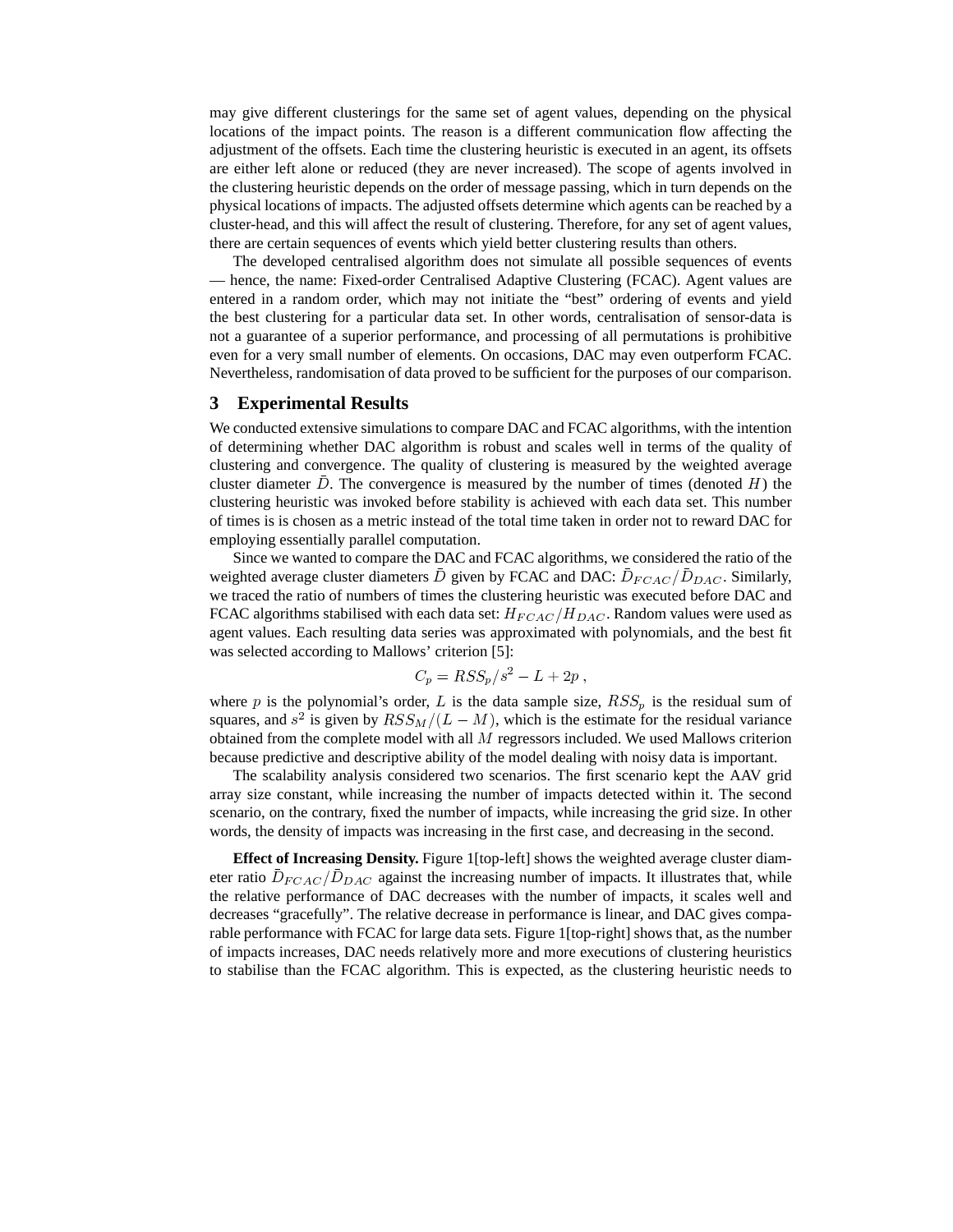may give different clusterings for the same set of agent values, depending on the physical locations of the impact points. The reason is a different communication flow affecting the adjustment of the offsets. Each time the clustering heuristic is executed in an agent, its offsets are either left alone or reduced (they are never increased). The scope of agents involved in the clustering heuristic depends on the order of message passing, which in turn depends on the physical locations of impacts. The adjusted offsets determine which agents can be reached by a cluster-head, and this will affect the result of clustering. Therefore, for any set of agent values, there are certain sequences of events which yield better clustering results than others.

The developed centralised algorithm does not simulate all possible sequences of events — hence, the name: Fixed-order Centralised Adaptive Clustering (FCAC). Agent values are entered in a random order, which may not initiate the "best" ordering of events and yield the best clustering for a particular data set. In other words, centralisation of sensor-data is not a guarantee of a superior performance, and processing of all permutations is prohibitive even for a very small number of elements. On occasions, DAC may even outperform FCAC. Nevertheless, randomisation of data proved to be sufficient for the purposes of our comparison.

## 3 Experimental Results

We conducted extensive simulations to compare DAC and FCAC algorithms, with the intention of determining whether DAC algorithm is robust and scales well in terms of the quality of clustering and convergence. The quality of clustering is measured by the weighted average cluster diameter $\bar{D}$. The convergence is measured by the number of times (denoted $H$) the clustering heuristic was invoked before stability is achieved with each data set. This number of times is is chosen as a metric instead of the total time taken in order not to reward DAC for employing essentially parallel computation.

Since we wanted to compare the DAC and FCAC algorithms, we considered the ratio of the weighted average cluster diameters $\bar{D}$ given by FCAC and DAC: $\bar{D}_{FCAC}/\bar{D}_{DAC}$. Similarly, we traced the ratio of numbers of times the clustering heuristic was executed before DAC and FCAC algorithms stabilised with each data set: $H_{FCAC}/H_{DAC}$. Random values were used as agent values. Each resulting data series was approximated with polynomials, and the best fit was selected according to Mallows' criterion [5]:

$$C_p = RSS_p/s^2 - L + 2p \ ,$$

where $p$ is the polynomial's order, $L$ is the data sample size, $RSS_p$ is the residual sum of squares, and $s^2$ is given by $RSS_M/(L - M)$, which is the estimate for the residual variance obtained from the complete model with all $M$ regressors included. We used Mallows criterion because predictive and descriptive ability of the model dealing with noisy data is important.

The scalability analysis considered two scenarios. The first scenario kept the AAV grid array size constant, while increasing the number of impacts detected within it. The second scenario, on the contrary, fixed the number of impacts, while increasing the grid size. In other words, the density of impacts was increasing in the first case, and decreasing in the second.

**Effect of Increasing Density.** Figure 1[top-left] shows the weighted average cluster diameter ratio $\bar{D}_{FCAC}/\bar{D}_{DAC}$ against the increasing number of impacts. It illustrates that, while the relative performance of DAC decreases with the number of impacts, it scales well and decreases "gracefully". The relative decrease in performance is linear, and DAC gives comparable performance with FCAC for large data sets. Figure 1[top-right] shows that, as the number of impacts increases, DAC needs relatively more and more executions of clustering heuristics to stabilise than the FCAC algorithm. This is expected, as the clustering heuristic needs to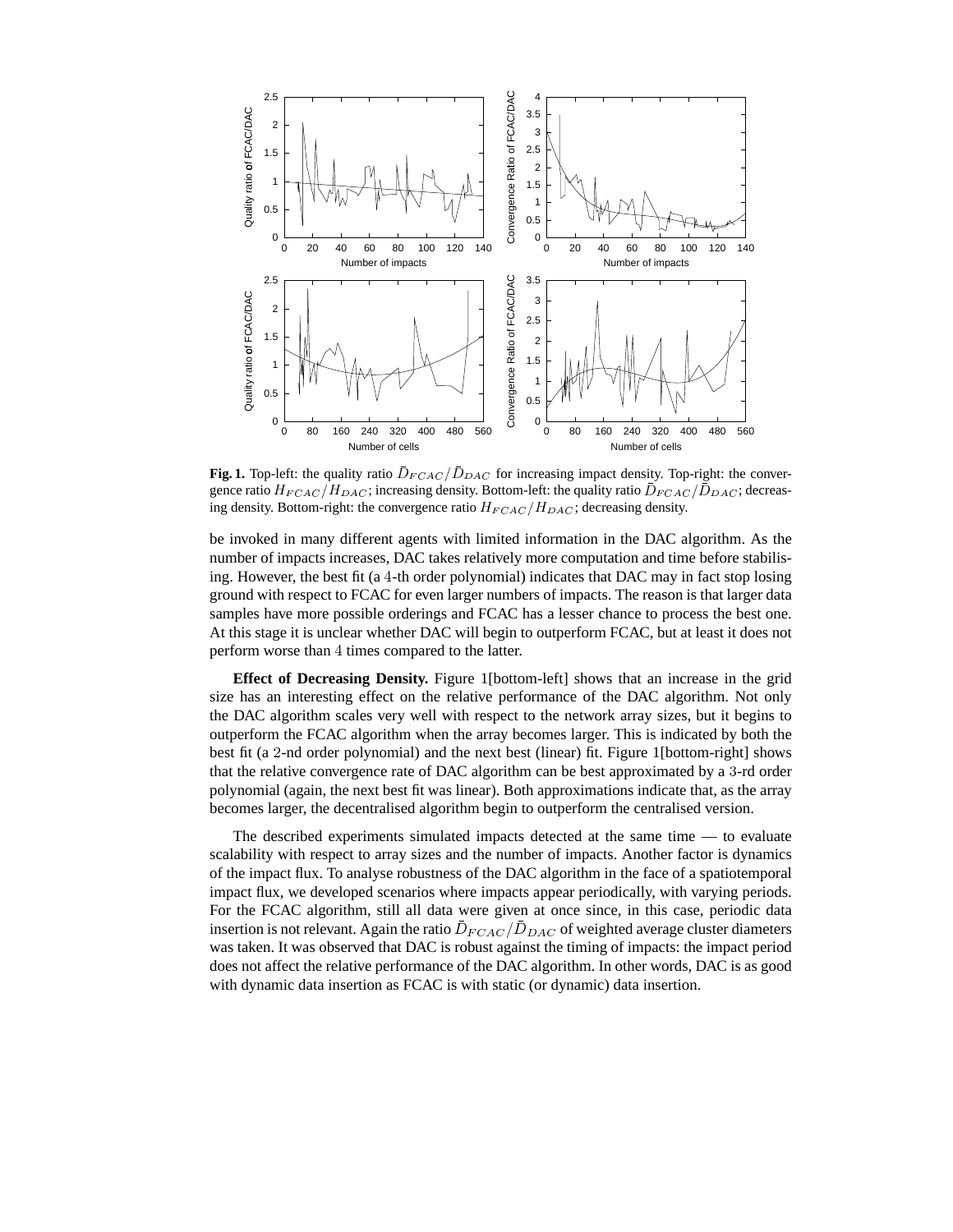**Fig. 1.** Top-left: the quality ratio $\bar{D}_{FCAC}/\bar{D}_{DAC}$ for increasing impact density. Top-right: the convergence ratio $H_{FCAC}/H_{DAC}$; increasing density. Bottom-left: the quality ratio $\bar{D}_{FCAC}/\bar{D}_{DAC}$; decreasing density. Bottom-right: the convergence ratio $H_{FCAC}/H_{DAC}$; decreasing density.

be invoked in many different agents with limited information in the DAC algorithm. As the number of impacts increases, DAC takes relatively more computation and time before stabilising. However, the best fit (a 4-th order polynomial) indicates that DAC may in fact stop losing ground with respect to FCAC for even larger numbers of impacts. The reason is that larger data samples have more possible orderings and FCAC has a lesser chance to process the best one. At this stage it is unclear whether DAC will begin to outperform FCAC, but at least it does not perform worse than 4 times compared to the latter.

**Effect of Decreasing Density.** Figure 1[bottom-left] shows that an increase in the grid size has an interesting effect on the relative performance of the DAC algorithm. Not only the DAC algorithm scales very well with respect to the network array sizes, but it begins to outperform the FCAC algorithm when the array becomes larger. This is indicated by both the best fit (a 2-nd order polynomial) and the next best (linear) fit. Figure 1[bottom-right] shows that the relative convergence rate of DAC algorithm can be best approximated by a 3-rd order polynomial (again, the next best fit was linear). Both approximations indicate that, as the array becomes larger, the decentralised algorithm begin to outperform the centralised version.

The described experiments simulated impacts detected at the same time — to evaluate scalability with respect to array sizes and the number of impacts. Another factor is dynamics of the impact flux. To analyse robustness of the DAC algorithm in the face of a spatiotemporal impact flux, we developed scenarios where impacts appear periodically, with varying periods. For the FCAC algorithm, still all data were given at once since, in this case, periodic data insertion is not relevant. Again the ratio $\bar{D}_{FCAC}/\bar{D}_{DAC}$ of weighted average cluster diameters was taken. It was observed that DAC is robust against the timing of impacts: the impact period does not affect the relative performance of the DAC algorithm. In other words, DAC is as good with dynamic data insertion as FCAC is with static (or dynamic) data insertion.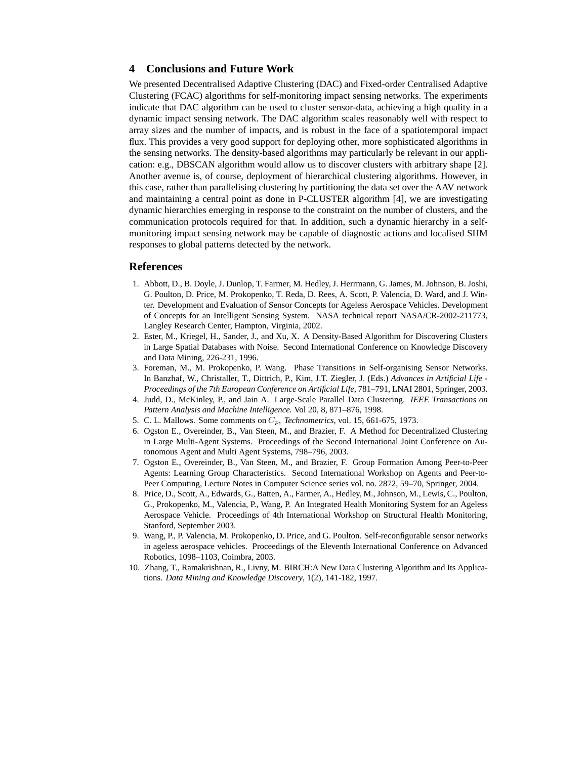## 4 Conclusions and Future Work

We presented Decentralised Adaptive Clustering (DAC) and Fixed-order Centralised Adaptive Clustering (FCAC) algorithms for self-monitoring impact sensing networks. The experiments indicate that DAC algorithm can be used to cluster sensor-data, achieving a high quality in a dynamic impact sensing network. The DAC algorithm scales reasonably well with respect to array sizes and the number of impacts, and is robust in the face of a spatiotemporal impact flux. This provides a very good support for deploying other, more sophisticated algorithms in the sensing networks. The density-based algorithms may particularly be relevant in our application: e.g., DBSCAN algorithm would allow us to discover clusters with arbitrary shape [2]. Another avenue is, of course, deployment of hierarchical clustering algorithms. However, in this case, rather than parallelising clustering by partitioning the data set over the AAV network and maintaining a central point as done in P-CLUSTER algorithm [4], we are investigating dynamic hierarchies emerging in response to the constraint on the number of clusters, and the communication protocols required for that. In addition, such a dynamic hierarchy in a self-monitoring impact sensing network may be capable of diagnostic actions and localised SHM responses to global patterns detected by the network.

## References

1. Abbott, D., B. Doyle, J. Dunlop, T. Farmer, M. Hedley, J. Herrmann, G. James, M. Johnson, B. Joshi, G. Poulton, D. Price, M. Prokopenko, T. Reda, D. Rees, A. Scott, P. Valencia, D. Ward, and J. Winter. Development and Evaluation of Sensor Concepts for Ageless Aerospace Vehicles. Development of Concepts for an Intelligent Sensing System. NASA technical report NASA/CR-2002-211773, Langley Research Center, Hampton, Virginia, 2002.
2. Ester, M., Kriegel, H., Sander, J., and Xu, X. A Density-Based Algorithm for Discovering Clusters in Large Spatial Databases with Noise. Second International Conference on Knowledge Discovery and Data Mining, 226-231, 1996.
3. Foreman, M., M. Prokopenko, P. Wang. Phase Transitions in Self-organising Sensor Networks. In Banzhaf, W., Christaller, T., Dittrich, P., Kim, J.T. Ziegler, J. (Eds.) *Advances in Artificial Life - Proceedings of the 7th European Conference on Artificial Life*, 781–791, LNAI 2801, Springer, 2003.
4. Judd, D., McKinley, P., and Jain A. Large-Scale Parallel Data Clustering. *IEEE Transactions on Pattern Analysis and Machine Intelligence.* Vol 20, 8, 871–876, 1998.
5. C. L. Mallows. Some comments on $C_p$, *Technometrics*, vol. 15, 661-675, 1973.
6. Ogston E., Overeinder, B., Van Steen, M., and Brazier, F. A Method for Decentralized Clustering in Large Multi-Agent Systems. Proceedings of the Second International Joint Conference on Autonomous Agent and Multi Agent Systems, 798–796, 2003.
7. Ogston E., Overeinder, B., Van Steen, M., and Brazier, F. Group Formation Among Peer-to-Peer Agents: Learning Group Characteristics. Second International Workshop on Agents and Peer-to-Peer Computing, Lecture Notes in Computer Science series vol. no. 2872, 59–70, Springer, 2004.
8. Price, D., Scott, A., Edwards, G., Batten, A., Farmer, A., Hedley, M., Johnson, M., Lewis, C., Poulton, G., Prokopenko, M., Valencia, P., Wang, P. An Integrated Health Monitoring System for an Ageless Aerospace Vehicle. Proceedings of 4th International Workshop on Structural Health Monitoring, Stanford, September 2003.
9. Wang, P., P. Valencia, M. Prokopenko, D. Price, and G. Poulton. Self-reconfigurable sensor networks in ageless aerospace vehicles. Proceedings of the Eleventh International Conference on Advanced Robotics, 1098–1103, Coimbra, 2003.
10. Zhang, T., Ramakrishnan, R., Livny, M. BIRCH:A New Data Clustering Algorithm and Its Applications. *Data Mining and Knowledge Discovery*, 1(2), 141-182, 1997.